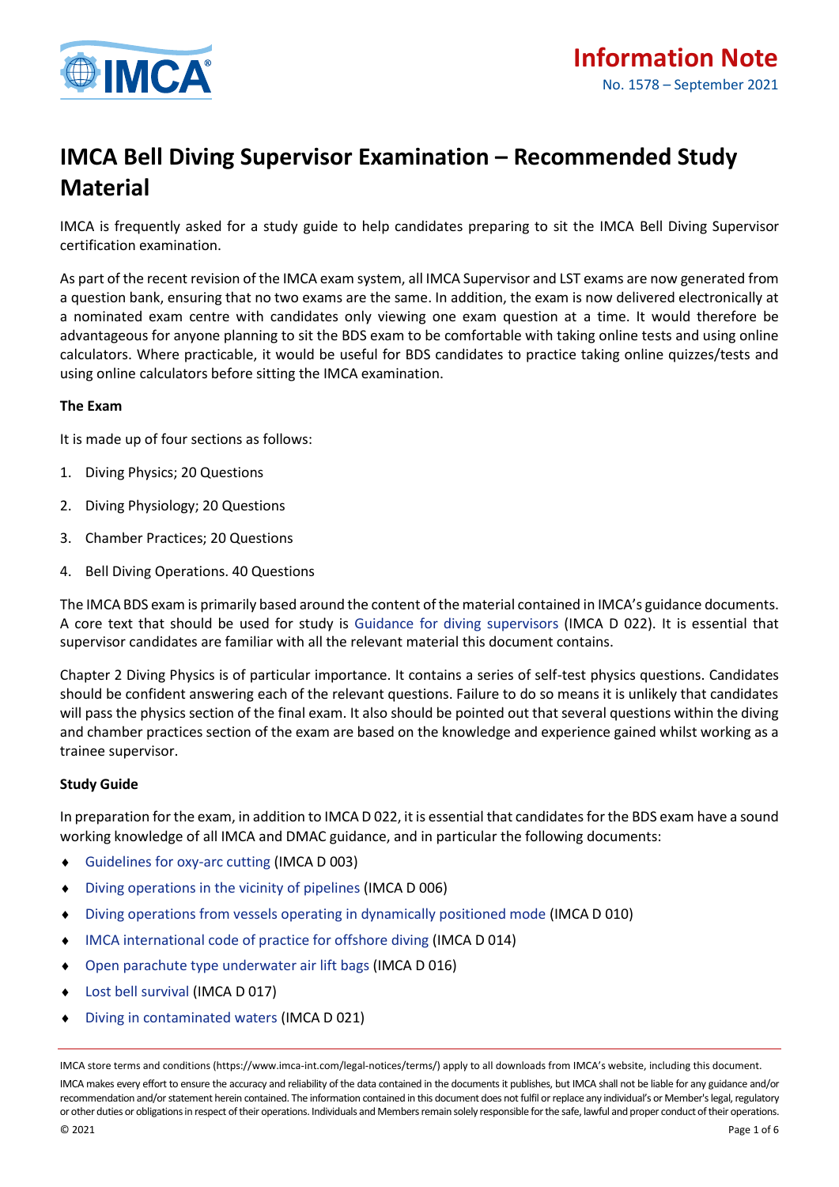**Information Note**

No. 1578 – September 2021

# IMCA Bell Diving Supervisor Examination – Recommended Study Material

IMCA is frequently asked for a study guide to help candidates preparing to sit the IMCA Bell Diving Supervisor certification examination.

As part of the recent revision of the IMCA exam system, all IMCA Supervisor and LST exams are now generated from a question bank, ensuring that no two exams are the same. In addition, the exam is now delivered electronically at a nominated exam centre with candidates only viewing one exam question at a time. It would therefore be advantageous for anyone planning to sit the BDS exam to be comfortable with taking online tests and using online calculators. Where practicable, it would be useful for BDS candidates to practice taking online quizzes/tests and using online calculators before sitting the IMCA examination.

**The Exam**

It is made up of four sections as follows:

1. Diving Physics; 20 Questions
2. Diving Physiology; 20 Questions
3. Chamber Practices; 20 Questions
4. Bell Diving Operations. 40 Questions

The IMCA BDS exam is primarily based around the content of the material contained in IMCA's guidance documents. A core text that should be used for study is Guidance for diving supervisors (IMCA D 022). It is essential that supervisor candidates are familiar with all the relevant material this document contains.

Chapter 2 Diving Physics is of particular importance. It contains a series of self-test physics questions. Candidates should be confident answering each of the relevant questions. Failure to do so means it is unlikely that candidates will pass the physics section of the final exam. It also should be pointed out that several questions within the diving and chamber practices section of the exam are based on the knowledge and experience gained whilst working as a trainee supervisor.

**Study Guide**

In preparation for the exam, in addition to IMCA D 022, it is essential that candidates for the BDS exam have a sound working knowledge of all IMCA and DMAC guidance, and in particular the following documents:

- Guidelines for oxy-arc cutting (IMCA D 003)
- Diving operations in the vicinity of pipelines (IMCA D 006)
- Diving operations from vessels operating in dynamically positioned mode (IMCA D 010)
- IMCA international code of practice for offshore diving (IMCA D 014)
- Open parachute type underwater air lift bags (IMCA D 016)
- Lost bell survival (IMCA D 017)
- Diving in contaminated waters (IMCA D 021)

IMCA store terms and conditions (https://www.imca-int.com/legal-notices/terms/) apply to all downloads from IMCA's website, including this document.

IMCA makes every effort to ensure the accuracy and reliability of the data contained in the documents it publishes, but IMCA shall not be liable for any guidance and/or recommendation and/or statement herein contained. The information contained in this document does not fulfil or replace any individual's or Member's legal, regulatory or other duties or obligations in respect of their operations. Individuals and Members remain solely responsible for the safe, lawful and proper conduct of their operations.

© 2021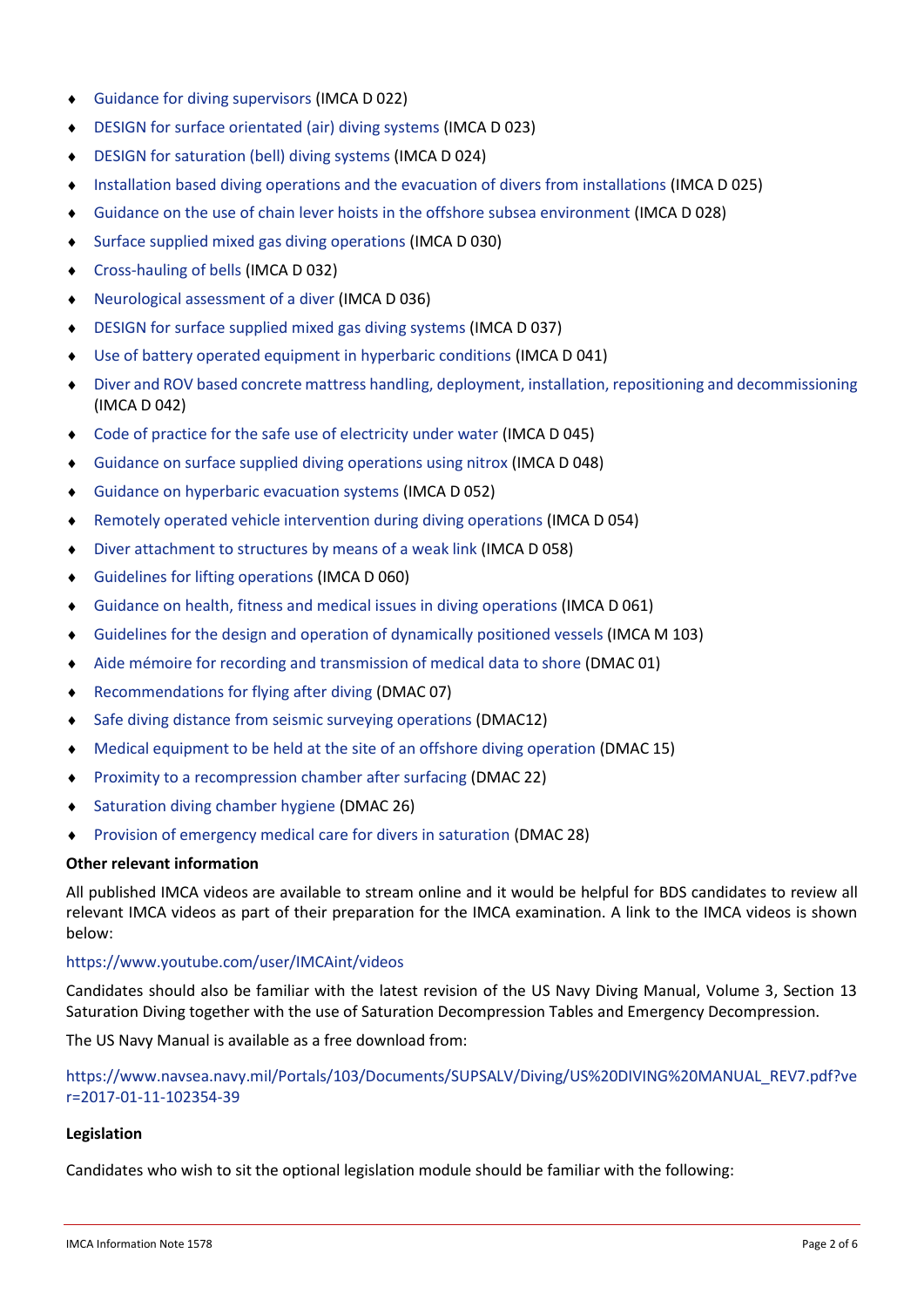- Guidance for diving supervisors (IMCA D 022)
- DESIGN for surface orientated (air) diving systems (IMCA D 023)
- DESIGN for saturation (bell) diving systems (IMCA D 024)
- Installation based diving operations and the evacuation of divers from installations (IMCA D 025)
- Guidance on the use of chain lever hoists in the offshore subsea environment (IMCA D 028)
- Surface supplied mixed gas diving operations (IMCA D 030)
- Cross-hauling of bells (IMCA D 032)
- Neurological assessment of a diver (IMCA D 036)
- DESIGN for surface supplied mixed gas diving systems (IMCA D 037)
- Use of battery operated equipment in hyperbaric conditions (IMCA D 041)
- Diver and ROV based concrete mattress handling, deployment, installation, repositioning and decommissioning (IMCA D 042)
- Code of practice for the safe use of electricity under water (IMCA D 045)
- Guidance on surface supplied diving operations using nitrox (IMCA D 048)
- Guidance on hyperbaric evacuation systems (IMCA D 052)
- Remotely operated vehicle intervention during diving operations (IMCA D 054)
- Diver attachment to structures by means of a weak link (IMCA D 058)
- Guidelines for lifting operations (IMCA D 060)
- Guidance on health, fitness and medical issues in diving operations (IMCA D 061)
- Guidelines for the design and operation of dynamically positioned vessels (IMCA M 103)
- Aide mémoire for recording and transmission of medical data to shore (DMAC 01)
- Recommendations for flying after diving (DMAC 07)
- Safe diving distance from seismic surveying operations (DMAC12)
- Medical equipment to be held at the site of an offshore diving operation (DMAC 15)
- Proximity to a recompression chamber after surfacing (DMAC 22)
- Saturation diving chamber hygiene (DMAC 26)
- Provision of emergency medical care for divers in saturation (DMAC 28)

**Other relevant information**

All published IMCA videos are available to stream online and it would be helpful for BDS candidates to review all relevant IMCA videos as part of their preparation for the IMCA examination. A link to the IMCA videos is shown below:

https://www.youtube.com/user/IMCAint/videos

Candidates should also be familiar with the latest revision of the US Navy Diving Manual, Volume 3, Section 13 Saturation Diving together with the use of Saturation Decompression Tables and Emergency Decompression.

The US Navy Manual is available as a free download from:

https://www.navsea.navy.mil/Portals/103/Documents/SUPSALV/Diving/US%20DIVING%20MANUAL_REV7.pdf?ver=2017-01-11-102354-39

**Legislation**

Candidates who wish to sit the optional legislation module should be familiar with the following: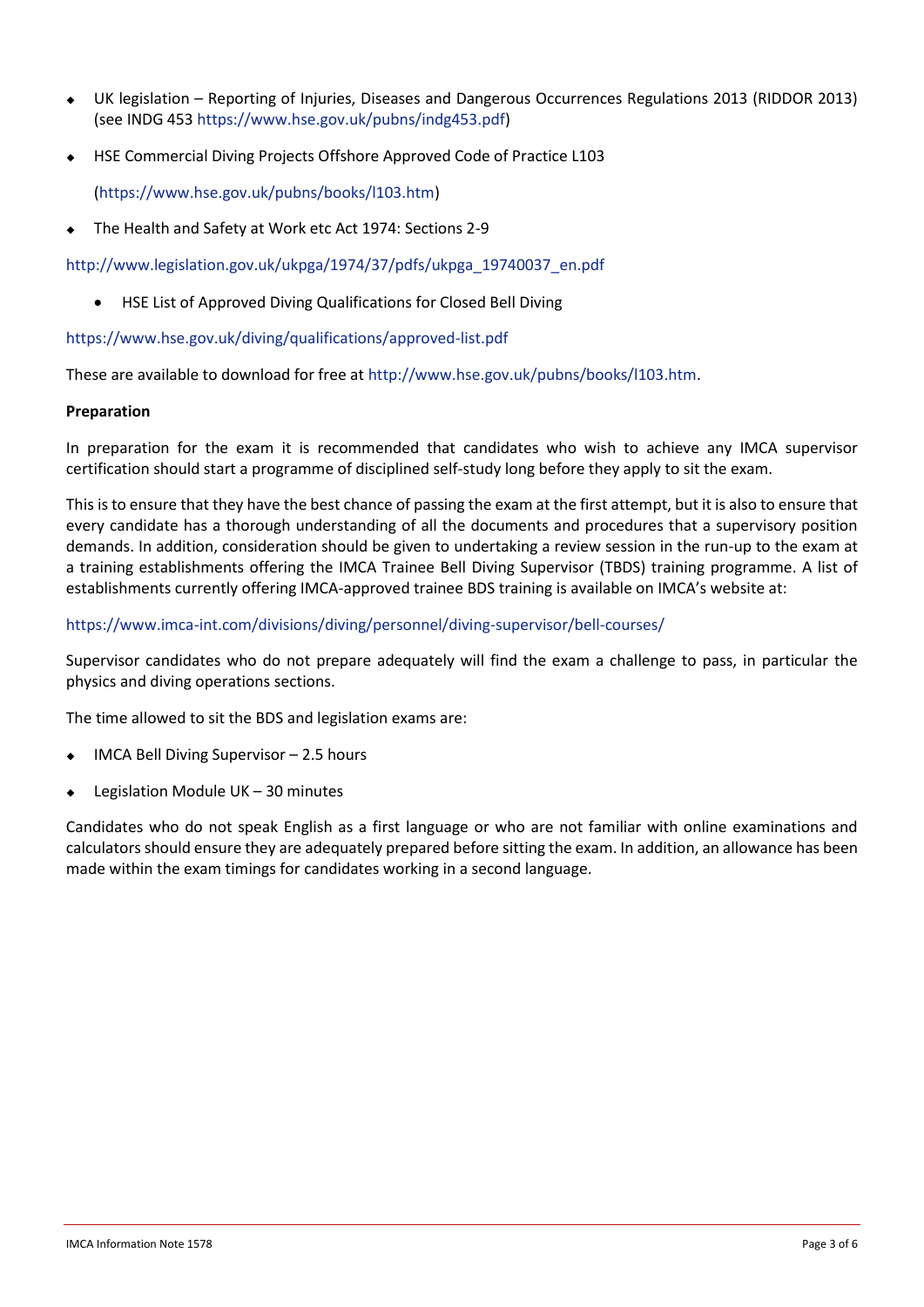- UK legislation – Reporting of Injuries, Diseases and Dangerous Occurrences Regulations 2013 (RIDDOR 2013) (see INDG 453 https://www.hse.gov.uk/pubns/indg453.pdf)
- HSE Commercial Diving Projects Offshore Approved Code of Practice L103

  (https://www.hse.gov.uk/pubns/books/l103.htm)
- The Health and Safety at Work etc Act 1974: Sections 2-9

http://www.legislation.gov.uk/ukpga/1974/37/pdfs/ukpga_19740037_en.pdf

- HSE List of Approved Diving Qualifications for Closed Bell Diving

https://www.hse.gov.uk/diving/qualifications/approved-list.pdf

These are available to download for free at http://www.hse.gov.uk/pubns/books/l103.htm.

**Preparation**

In preparation for the exam it is recommended that candidates who wish to achieve any IMCA supervisor certification should start a programme of disciplined self-study long before they apply to sit the exam.

This is to ensure that they have the best chance of passing the exam at the first attempt, but it is also to ensure that every candidate has a thorough understanding of all the documents and procedures that a supervisory position demands. In addition, consideration should be given to undertaking a review session in the run-up to the exam at a training establishments offering the IMCA Trainee Bell Diving Supervisor (TBDS) training programme. A list of establishments currently offering IMCA-approved trainee BDS training is available on IMCA's website at:

https://www.imca-int.com/divisions/diving/personnel/diving-supervisor/bell-courses/

Supervisor candidates who do not prepare adequately will find the exam a challenge to pass, in particular the physics and diving operations sections.

The time allowed to sit the BDS and legislation exams are:

- IMCA Bell Diving Supervisor – 2.5 hours
- Legislation Module UK – 30 minutes

Candidates who do not speak English as a first language or who are not familiar with online examinations and calculators should ensure they are adequately prepared before sitting the exam. In addition, an allowance has been made within the exam timings for candidates working in a second language.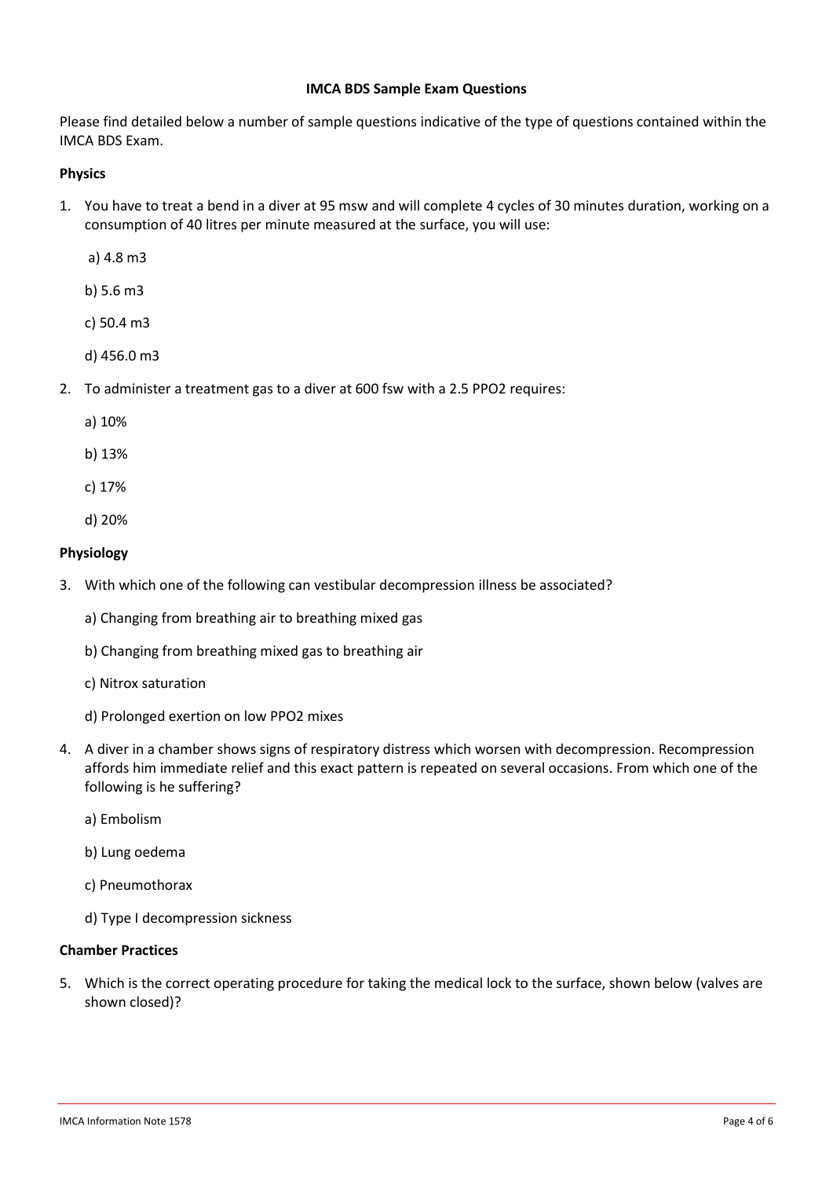**IMCA BDS Sample Exam Questions**

Please find detailed below a number of sample questions indicative of the type of questions contained within the IMCA BDS Exam.

**Physics**

1. You have to treat a bend in a diver at 95 msw and will complete 4 cycles of 30 minutes duration, working on a consumption of 40 litres per minute measured at the surface, you will use:

   a) 4.8 m3

   b) 5.6 m3

   c) 50.4 m3

   d) 456.0 m3

2. To administer a treatment gas to a diver at 600 fsw with a 2.5 PPO2 requires:

   a) 10%

   b) 13%

   c) 17%

   d) 20%

**Physiology**

3. With which one of the following can vestibular decompression illness be associated?

   a) Changing from breathing air to breathing mixed gas

   b) Changing from breathing mixed gas to breathing air

   c) Nitrox saturation

   d) Prolonged exertion on low PPO2 mixes

4. A diver in a chamber shows signs of respiratory distress which worsen with decompression. Recompression affords him immediate relief and this exact pattern is repeated on several occasions. From which one of the following is he suffering?

   a) Embolism

   b) Lung oedema

   c) Pneumothorax

   d) Type I decompression sickness

**Chamber Practices**

5. Which is the correct operating procedure for taking the medical lock to the surface, shown below (valves are shown closed)?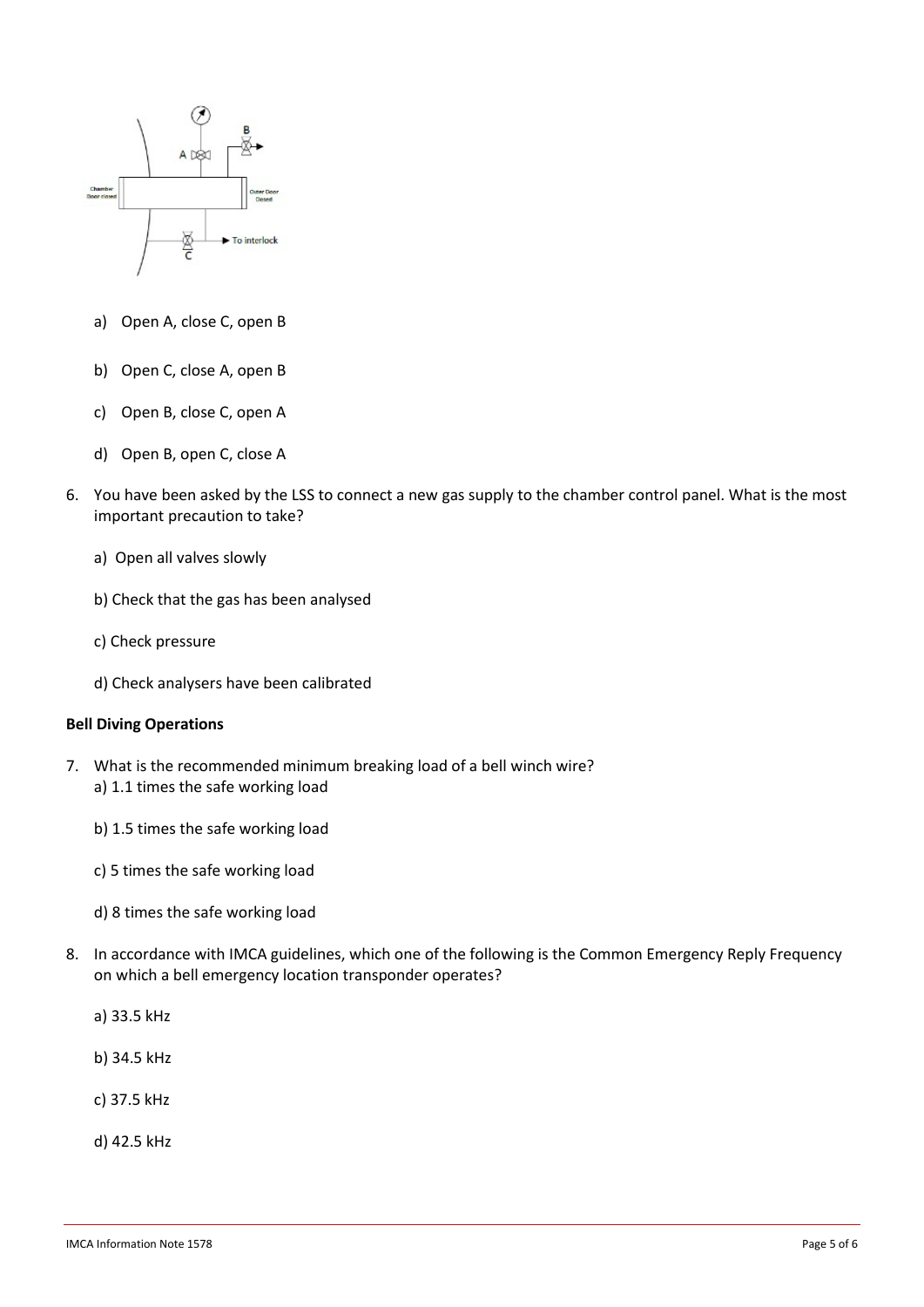a) Open A, close C, open B

b) Open C, close A, open B

c) Open B, close C, open A

d) Open B, open C, close A

6. You have been asked by the LSS to connect a new gas supply to the chamber control panel. What is the most important precaution to take?

   a) Open all valves slowly

   b) Check that the gas has been analysed

   c) Check pressure

   d) Check analysers have been calibrated

**Bell Diving Operations**

7. What is the recommended minimum breaking load of a bell winch wire?

   a) 1.1 times the safe working load

   b) 1.5 times the safe working load

   c) 5 times the safe working load

   d) 8 times the safe working load

8. In accordance with IMCA guidelines, which one of the following is the Common Emergency Reply Frequency on which a bell emergency location transponder operates?

   a) 33.5 kHz

   b) 34.5 kHz

   c) 37.5 kHz

   d) 42.5 kHz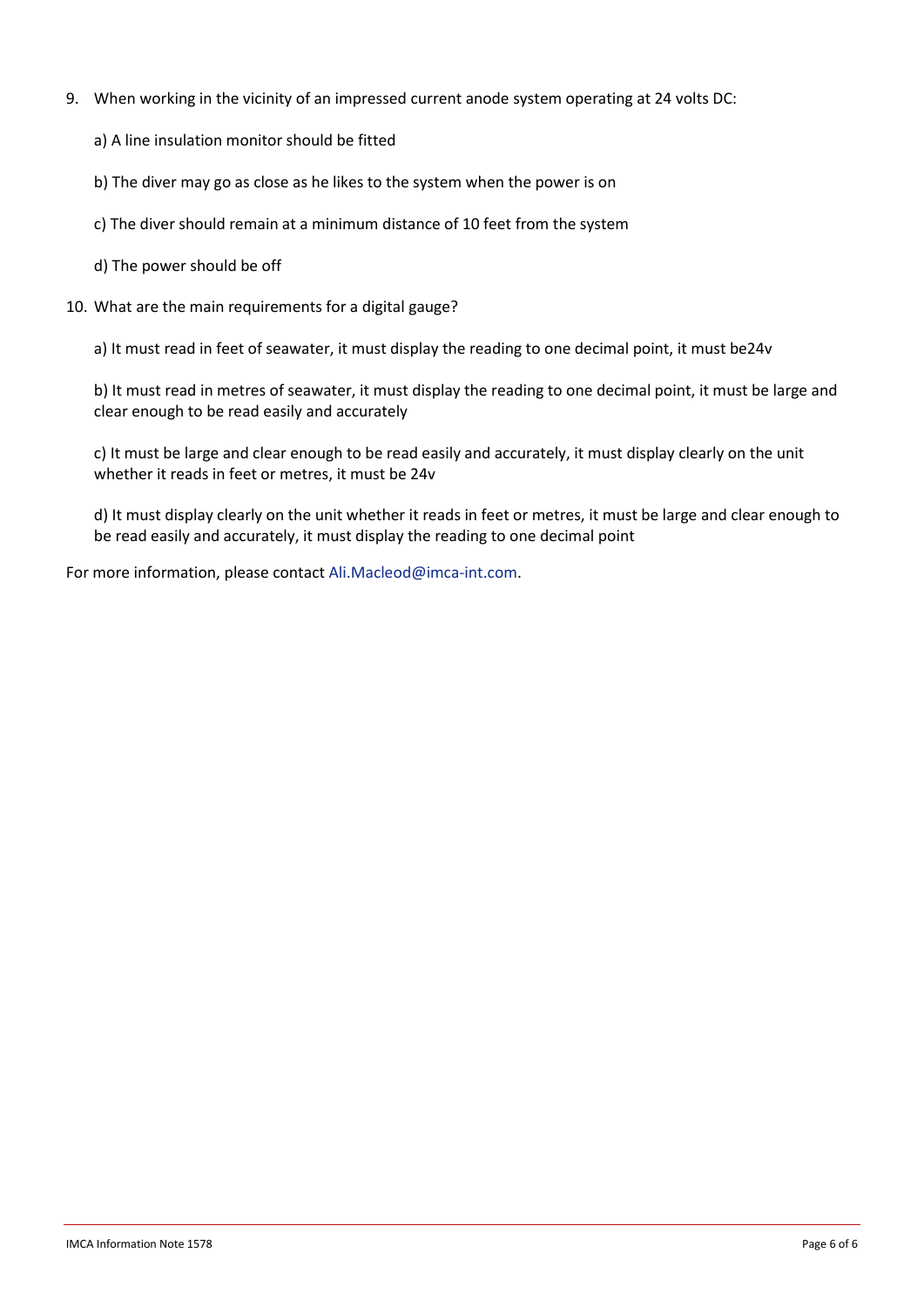9. When working in the vicinity of an impressed current anode system operating at 24 volts DC:

   a) A line insulation monitor should be fitted

   b) The diver may go as close as he likes to the system when the power is on

   c) The diver should remain at a minimum distance of 10 feet from the system

   d) The power should be off

10. What are the main requirements for a digital gauge?

    a) It must read in feet of seawater, it must display the reading to one decimal point, it must be24v

    b) It must read in metres of seawater, it must display the reading to one decimal point, it must be large and clear enough to be read easily and accurately

    c) It must be large and clear enough to be read easily and accurately, it must display clearly on the unit whether it reads in feet or metres, it must be 24v

    d) It must display clearly on the unit whether it reads in feet or metres, it must be large and clear enough to be read easily and accurately, it must display the reading to one decimal point

For more information, please contact Ali.Macleod@imca-int.com.